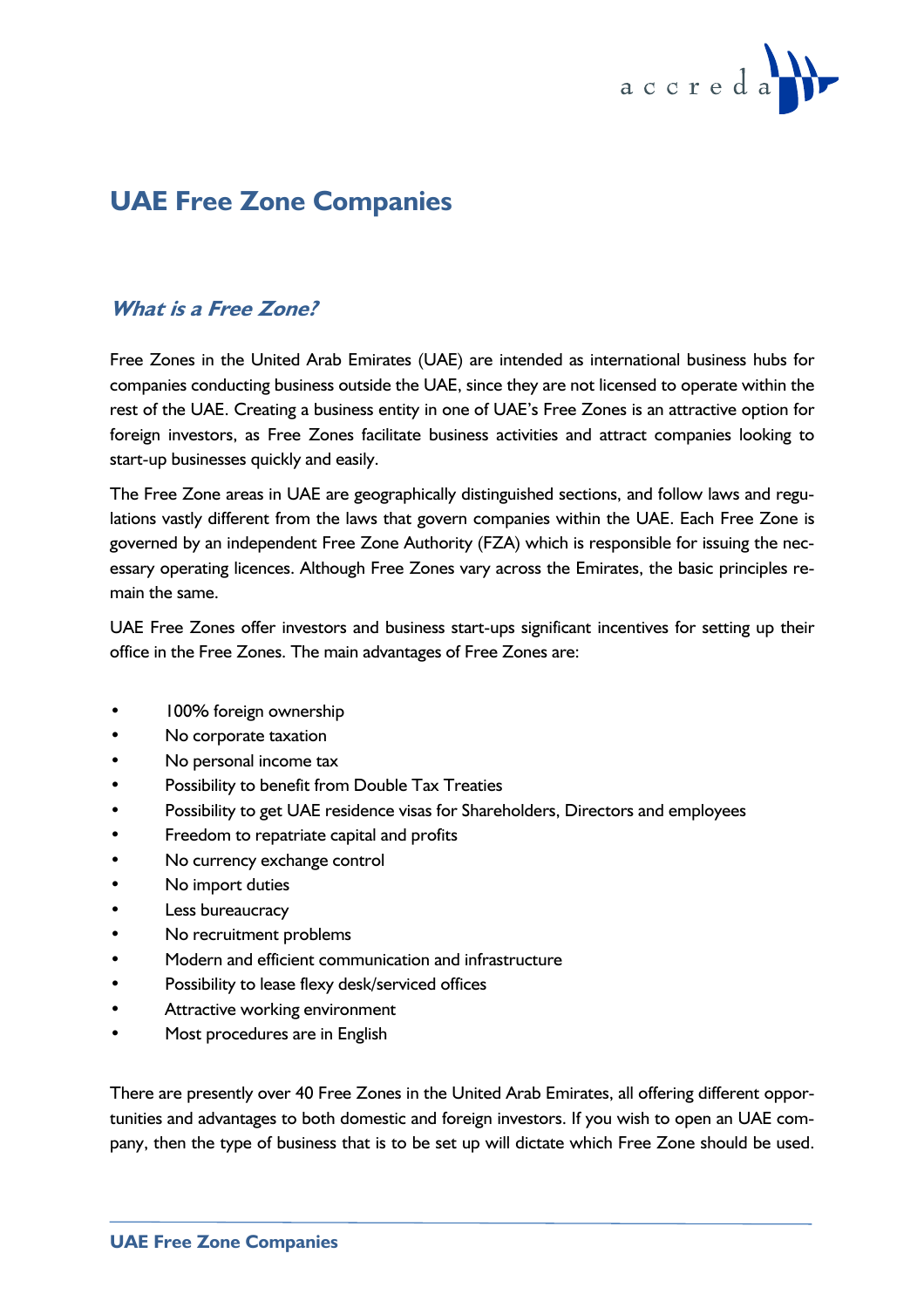# UAE Free Zone Companies

## *What is a Free Zone?*

Free Zones in the United Arab Emirates (UAE) are intended as international business hubs for companies conducting business outside the UAE, since they are not licensed to operate within the rest of the UAE. Creating a business entity in one of UAE's Free Zones is an attractive option for foreign investors, as Free Zones facilitate business activities and attract companies looking to start-up businesses quickly and easily.

The Free Zone areas in UAE are geographically distinguished sections, and follow laws and regulations vastly different from the laws that govern companies within the UAE. Each Free Zone is governed by an independent Free Zone Authority (FZA) which is responsible for issuing the necessary operating licences. Although Free Zones vary across the Emirates, the basic principles remain the same.

UAE Free Zones offer investors and business start-ups significant incentives for setting up their office in the Free Zones. The main advantages of Free Zones are:

- 100% foreign ownership
- No corporate taxation
- No personal income tax
- Possibility to benefit from Double Tax Treaties
- Possibility to get UAE residence visas for Shareholders, Directors and employees
- Freedom to repatriate capital and profits
- No currency exchange control
- No import duties
- Less bureaucracy
- No recruitment problems
- Modern and efficient communication and infrastructure
- Possibility to lease flexy desk/serviced offices
- Attractive working environment
- Most procedures are in English

There are presently over 40 Free Zones in the United Arab Emirates, all offering different opportunities and advantages to both domestic and foreign investors. If you wish to open an UAE company, then the type of business that is to be set up will dictate which Free Zone should be used.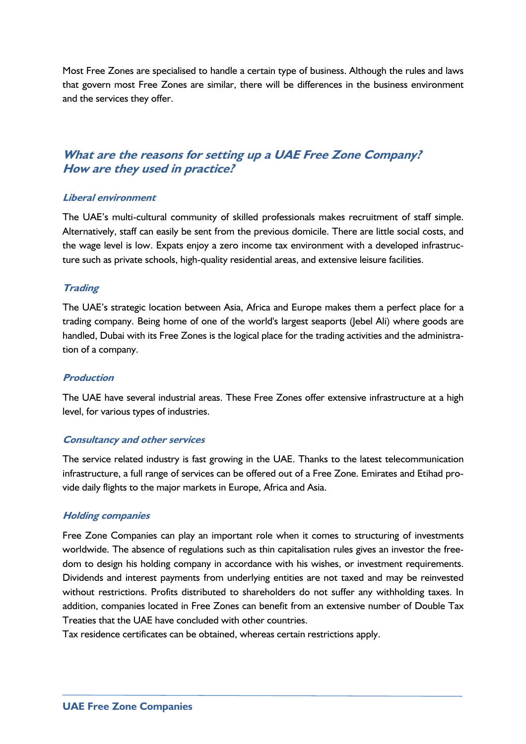Most Free Zones are specialised to handle a certain type of business. Although the rules and laws that govern most Free Zones are similar, there will be differences in the business environment and the services they offer.

## *What are the reasons for setting up a UAE Free Zone Company? How are they used in practice?*

### *Liberal environment*

The UAE's multi-cultural community of skilled professionals makes recruitment of staff simple. Alternatively, staff can easily be sent from the previous domicile. There are little social costs, and the wage level is low. Expats enjoy a zero income tax environment with a developed infrastructure such as private schools, high-quality residential areas, and extensive leisure facilities.

### *Trading*

The UAE's strategic location between Asia, Africa and Europe makes them a perfect place for a trading company. Being home of one of the world's largest seaports (Jebel Ali) where goods are handled, Dubai with its Free Zones is the logical place for the trading activities and the administration of a company.

### *Production*

The UAE have several industrial areas. These Free Zones offer extensive infrastructure at a high level, for various types of industries.

### *Consultancy and other services*

The service related industry is fast growing in the UAE. Thanks to the latest telecommunication infrastructure, a full range of services can be offered out of a Free Zone. Emirates and Etihad provide daily flights to the major markets in Europe, Africa and Asia.

### *Holding companies*

Free Zone Companies can play an important role when it comes to structuring of investments worldwide. The absence of regulations such as thin capitalisation rules gives an investor the freedom to design his holding company in accordance with his wishes, or investment requirements. Dividends and interest payments from underlying entities are not taxed and may be reinvested without restrictions. Profits distributed to shareholders do not suffer any withholding taxes. In addition, companies located in Free Zones can benefit from an extensive number of Double Tax Treaties that the UAE have concluded with other countries.
Tax residence certificates can be obtained, whereas certain restrictions apply.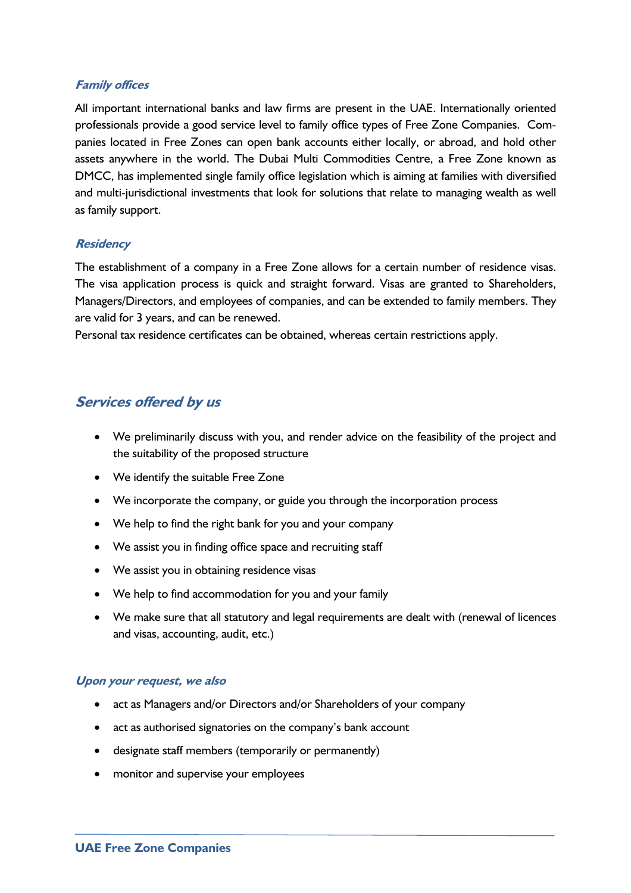### *Family offices*

All important international banks and law firms are present in the UAE. Internationally oriented professionals provide a good service level to family office types of Free Zone Companies. Companies located in Free Zones can open bank accounts either locally, or abroad, and hold other assets anywhere in the world. The Dubai Multi Commodities Centre, a Free Zone known as DMCC, has implemented single family office legislation which is aiming at families with diversified and multi-jurisdictional investments that look for solutions that relate to managing wealth as well as family support.

### *Residency*

The establishment of a company in a Free Zone allows for a certain number of residence visas. The visa application process is quick and straight forward. Visas are granted to Shareholders, Managers/Directors, and employees of companies, and can be extended to family members. They are valid for 3 years, and can be renewed.
Personal tax residence certificates can be obtained, whereas certain restrictions apply.

## *Services offered by us*

- We preliminarily discuss with you, and render advice on the feasibility of the project and the suitability of the proposed structure
- We identify the suitable Free Zone
- We incorporate the company, or guide you through the incorporation process
- We help to find the right bank for you and your company
- We assist you in finding office space and recruiting staff
- We assist you in obtaining residence visas
- We help to find accommodation for you and your family
- We make sure that all statutory and legal requirements are dealt with (renewal of licences and visas, accounting, audit, etc.)

### *Upon your request, we also*

- act as Managers and/or Directors and/or Shareholders of your company
- act as authorised signatories on the company's bank account
- designate staff members (temporarily or permanently)
- monitor and supervise your employees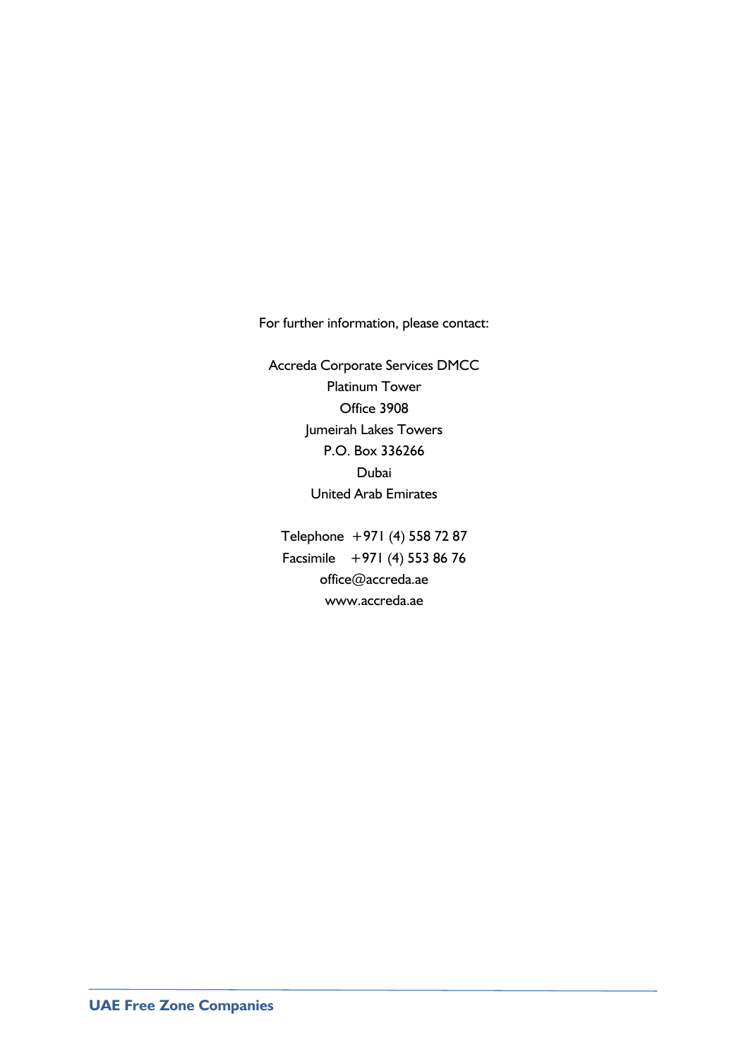For further information, please contact:

Accreda Corporate Services DMCC
Platinum Tower
Office 3908
Jumeirah Lakes Towers
P.O. Box 336266
Dubai
United Arab Emirates

Telephone +971 (4) 558 72 87
Facsimile +971 (4) 553 86 76
office@accreda.ae
www.accreda.ae